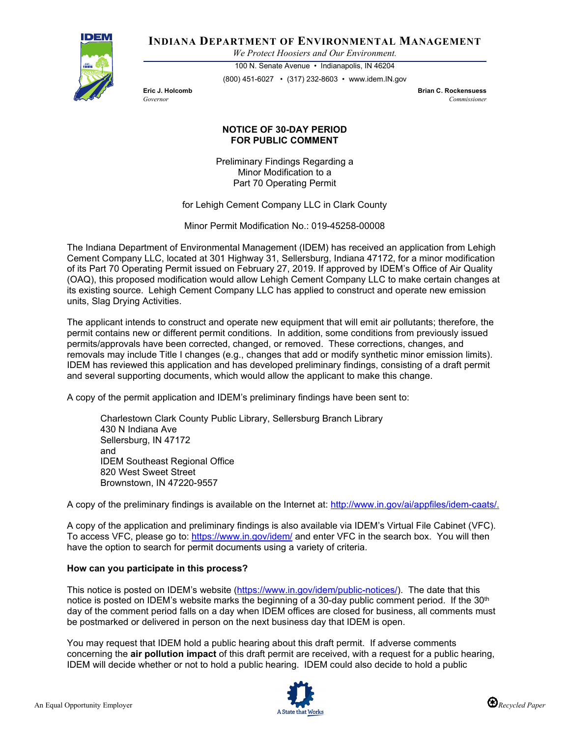**INDIANA DEPARTMENT OF ENVIRONMENTAL MANAGEMENT**

*We Protect Hoosiers and Our Environment.*

100 N. Senate Avenue • Indianapolis, IN 46204

(800) 451-6027 • (317) 232-8603 • www.idem.IN.gov

**Eric J. Holcomb**
*Governor*

**Brian C. Rockensuess**
*Commissioner*

## NOTICE OF 30-DAY PERIOD FOR PUBLIC COMMENT

Preliminary Findings Regarding a
Minor Modification to a
Part 70 Operating Permit

for Lehigh Cement Company LLC in Clark County

Minor Permit Modification No.: 019-45258-00008

The Indiana Department of Environmental Management (IDEM) has received an application from Lehigh Cement Company LLC, located at 301 Highway 31, Sellersburg, Indiana 47172, for a minor modification of its Part 70 Operating Permit issued on February 27, 2019. If approved by IDEM's Office of Air Quality (OAQ), this proposed modification would allow Lehigh Cement Company LLC to make certain changes at its existing source. Lehigh Cement Company LLC has applied to construct and operate new emission units, Slag Drying Activities.

The applicant intends to construct and operate new equipment that will emit air pollutants; therefore, the permit contains new or different permit conditions. In addition, some conditions from previously issued permits/approvals have been corrected, changed, or removed. These corrections, changes, and removals may include Title I changes (e.g., changes that add or modify synthetic minor emission limits). IDEM has reviewed this application and has developed preliminary findings, consisting of a draft permit and several supporting documents, which would allow the applicant to make this change.

A copy of the permit application and IDEM's preliminary findings have been sent to:

> Charlestown Clark County Public Library, Sellersburg Branch Library
> 430 N Indiana Ave
> Sellersburg, IN 47172
> and
> IDEM Southeast Regional Office
> 820 West Sweet Street
> Brownstown, IN 47220-9557

A copy of the preliminary findings is available on the Internet at: http://www.in.gov/ai/appfiles/idem-caats/.

A copy of the application and preliminary findings is also available via IDEM's Virtual File Cabinet (VFC). To access VFC, please go to: https://www.in.gov/idem/ and enter VFC in the search box. You will then have the option to search for permit documents using a variety of criteria.

**How can you participate in this process?**

This notice is posted on IDEM's website (https://www.in.gov/idem/public-notices/). The date that this notice is posted on IDEM's website marks the beginning of a 30-day public comment period. If the 30th day of the comment period falls on a day when IDEM offices are closed for business, all comments must be postmarked or delivered in person on the next business day that IDEM is open.

You may request that IDEM hold a public hearing about this draft permit. If adverse comments concerning the **air pollution impact** of this draft permit are received, with a request for a public hearing, IDEM will decide whether or not to hold a public hearing. IDEM could also decide to hold a public

An Equal Opportunity Employer

Recycled Paper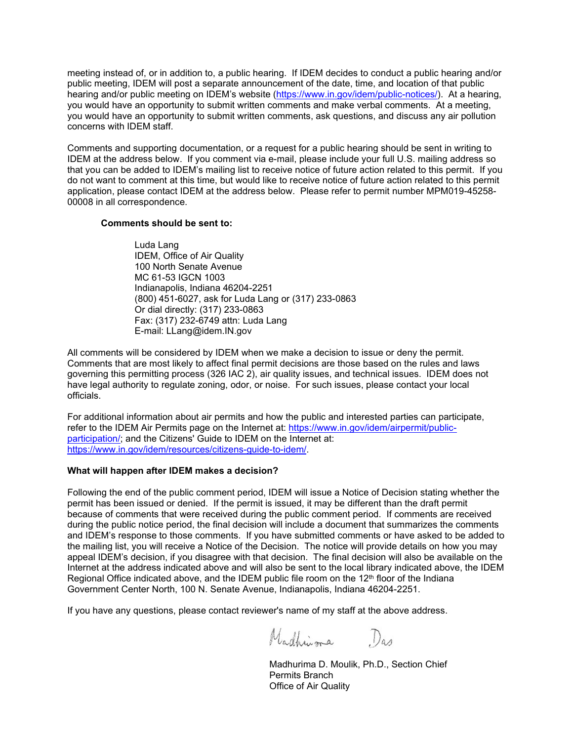meeting instead of, or in addition to, a public hearing. If IDEM decides to conduct a public hearing and/or public meeting, IDEM will post a separate announcement of the date, time, and location of that public hearing and/or public meeting on IDEM's website (https://www.in.gov/idem/public-notices/). At a hearing, you would have an opportunity to submit written comments and make verbal comments. At a meeting, you would have an opportunity to submit written comments, ask questions, and discuss any air pollution concerns with IDEM staff.

Comments and supporting documentation, or a request for a public hearing should be sent in writing to IDEM at the address below. If you comment via e-mail, please include your full U.S. mailing address so that you can be added to IDEM's mailing list to receive notice of future action related to this permit. If you do not want to comment at this time, but would like to receive notice of future action related to this permit application, please contact IDEM at the address below. Please refer to permit number MPM019-45258-00008 in all correspondence.

**Comments should be sent to:**

Luda Lang
IDEM, Office of Air Quality
100 North Senate Avenue
MC 61-53 IGCN 1003
Indianapolis, Indiana 46204-2251
(800) 451-6027, ask for Luda Lang or (317) 233-0863
Or dial directly: (317) 233-0863
Fax: (317) 232-6749 attn: Luda Lang
E-mail: LLang@idem.IN.gov

All comments will be considered by IDEM when we make a decision to issue or deny the permit. Comments that are most likely to affect final permit decisions are those based on the rules and laws governing this permitting process (326 IAC 2), air quality issues, and technical issues. IDEM does not have legal authority to regulate zoning, odor, or noise. For such issues, please contact your local officials.

For additional information about air permits and how the public and interested parties can participate, refer to the IDEM Air Permits page on the Internet at: https://www.in.gov/idem/airpermit/public-participation/; and the Citizens' Guide to IDEM on the Internet at: https://www.in.gov/idem/resources/citizens-guide-to-idem/.

**What will happen after IDEM makes a decision?**

Following the end of the public comment period, IDEM will issue a Notice of Decision stating whether the permit has been issued or denied. If the permit is issued, it may be different than the draft permit because of comments that were received during the public comment period. If comments are received during the public notice period, the final decision will include a document that summarizes the comments and IDEM's response to those comments. If you have submitted comments or have asked to be added to the mailing list, you will receive a Notice of the Decision. The notice will provide details on how you may appeal IDEM's decision, if you disagree with that decision. The final decision will also be available on the Internet at the address indicated above and will also be sent to the local library indicated above, the IDEM Regional Office indicated above, and the IDEM public file room on the 12th floor of the Indiana Government Center North, 100 N. Senate Avenue, Indianapolis, Indiana 46204-2251.

If you have any questions, please contact reviewer's name of my staff at the above address.

Madhurima Das

Madhurima D. Moulik, Ph.D., Section Chief
Permits Branch
Office of Air Quality